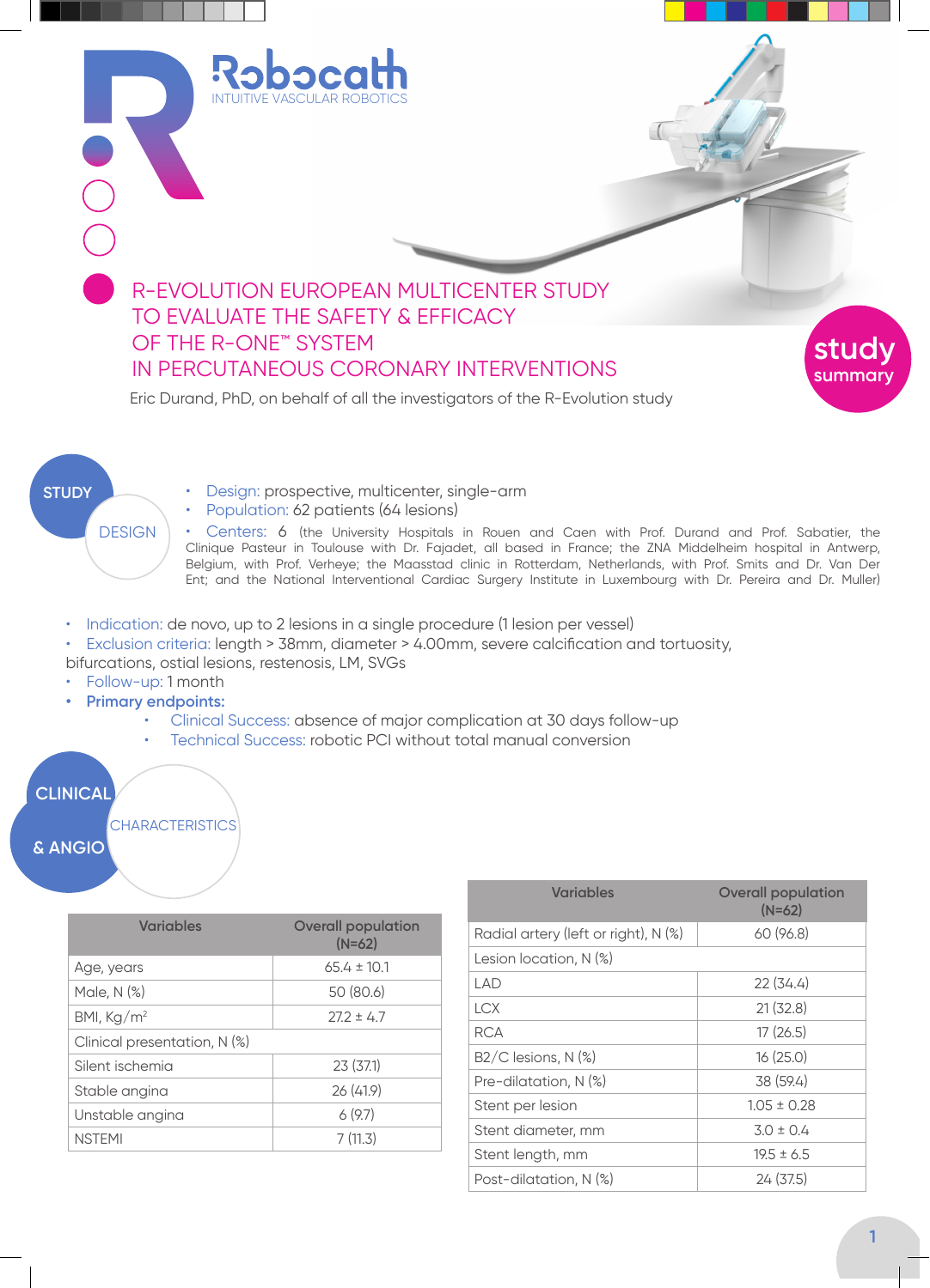Robocath
INTUITIVE VASCULAR ROBOTICS

# R-EVOLUTION EUROPEAN MULTICENTER STUDY TO EVALUATE THE SAFETY & EFFICACY OF THE R-ONE™ SYSTEM IN PERCUTANEOUS CORONARY INTERVENTIONS

**study summary**

Eric Durand, PhD, on behalf of all the investigators of the R-Evolution study

## STUDY DESIGN

- Design: prospective, multicenter, single-arm
- Population: 62 patients (64 lesions)
- Centers: 6 (the University Hospitals in Rouen and Caen with Prof. Durand and Prof. Sabatier, the Clinique Pasteur in Toulouse with Dr. Fajadet, all based in France; the ZNA Middelheim hospital in Antwerp, Belgium, with Prof. Verheye; the Maasstad clinic in Rotterdam, Netherlands, with Prof. Smits and Dr. Van Der Ent; and the National Interventional Cardiac Surgery Institute in Luxembourg with Dr. Pereira and Dr. Muller)
- Indication: de novo, up to 2 lesions in a single procedure (1 lesion per vessel)
- Exclusion criteria: length > 38mm, diameter > 4.00mm, severe calcification and tortuosity, bifurcations, ostial lesions, restenosis, LM, SVGs
- Follow-up: 1 month
- **Primary endpoints:**
  - Clinical Success: absence of major complication at 30 days follow-up
  - Technical Success: robotic PCI without total manual conversion

## CLINICAL & ANGIO CHARACTERISTICS

| Variables | Overall population (N=62) |
|---|---|
| Age, years | 65.4 ± 10.1 |
| Male, N (%) | 50 (80.6) |
| BMI, Kg/m$^2$ | 27.2 ± 4.7 |
| Clinical presentation, N (%) | |
| Silent ischemia | 23 (37.1) |
| Stable angina | 26 (41.9) |
| Unstable angina | 6 (9.7) |
| NSTEMI | 7 (11.3) |

| Variables | Overall population (N=62) |
|---|---|
| Radial artery (left or right), N (%) | 60 (96.8) |
| Lesion location, N (%) | |
| LAD | 22 (34.4) |
| LCX | 21 (32.8) |
| RCA | 17 (26.5) |
| B2/C lesions, N (%) | 16 (25.0) |
| Pre-dilatation, N (%) | 38 (59.4) |
| Stent per lesion | 1.05 ± 0.28 |
| Stent diameter, mm | 3.0 ± 0.4 |
| Stent length, mm | 19.5 ± 6.5 |
| Post-dilatation, N (%) | 24 (37.5) |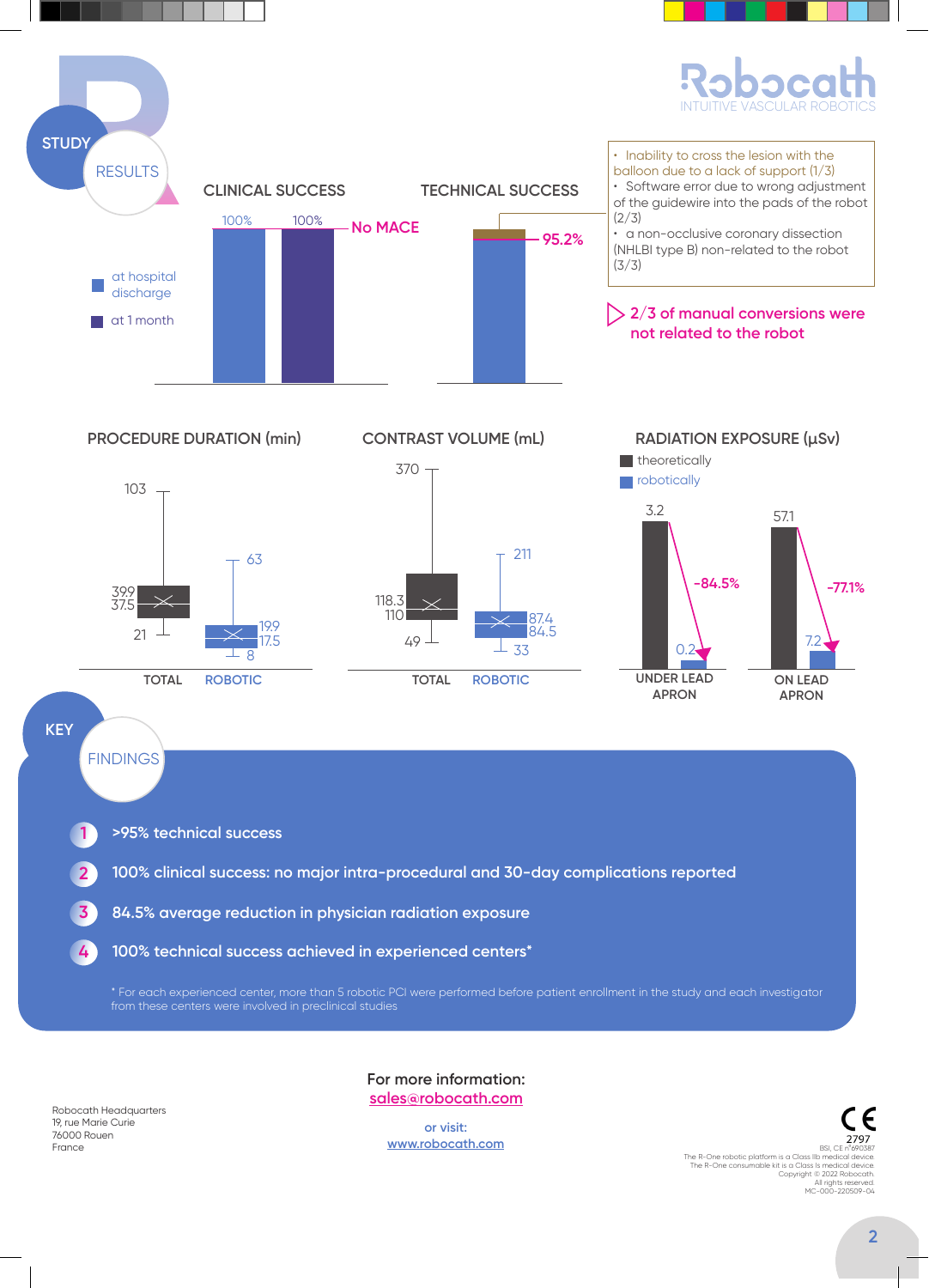Robocath
INTUITIVE VASCULAR ROBOTICS

## STUDY RESULTS

### CLINICAL SUCCESS

at hospital discharge

at 1 month

100%

100%

No MACE

### TECHNICAL SUCCESS

95.2%

- Inability to cross the lesion with the balloon due to a lack of support (1/3)
- Software error due to wrong adjustment of the guidewire into the pads of the robot (2/3)
- a non-occlusive coronary dissection (NHLBI type B) non-related to the robot (3/3)

2/3 of manual conversions were not related to the robot

### PROCEDURE DURATION (min)

103
39.9
37.5
21
63
19.9
17.5
8

TOTAL
ROBOTIC

### CONTRAST VOLUME (mL)

370
118.3
110
49
211
87.4
84.5
33

TOTAL
ROBOTIC

### RADIATION EXPOSURE (µSv)

theoretically

robotically

3.2
-84.5%
0.2

57.1
-77.1%
7.2

UNDER LEAD APRON
ON LEAD APRON

## KEY FINDINGS

1. >95% technical success
2. 100% clinical success: no major intra-procedural and 30-day complications reported
3. 84.5% average reduction in physician radiation exposure
4. 100% technical success achieved in experienced centers*

\* For each experienced center, more than 5 robotic PCI were performed before patient enrollment in the study and each investigator from these centers were involved in preclinical studies

For more information:
sales@robocath.com

or visit:
www.robocath.com

Robocath Headquarters
19, rue Marie Curie
76000 Rouen
France

CE 2797
BSI, CE n°690387
The R-One robotic platform is a Class IIb medical device
The R-One consumable kit is a Class Is medical device
Copyright © 2022 Robocath.
All rights reserved
MC-000-220509-04